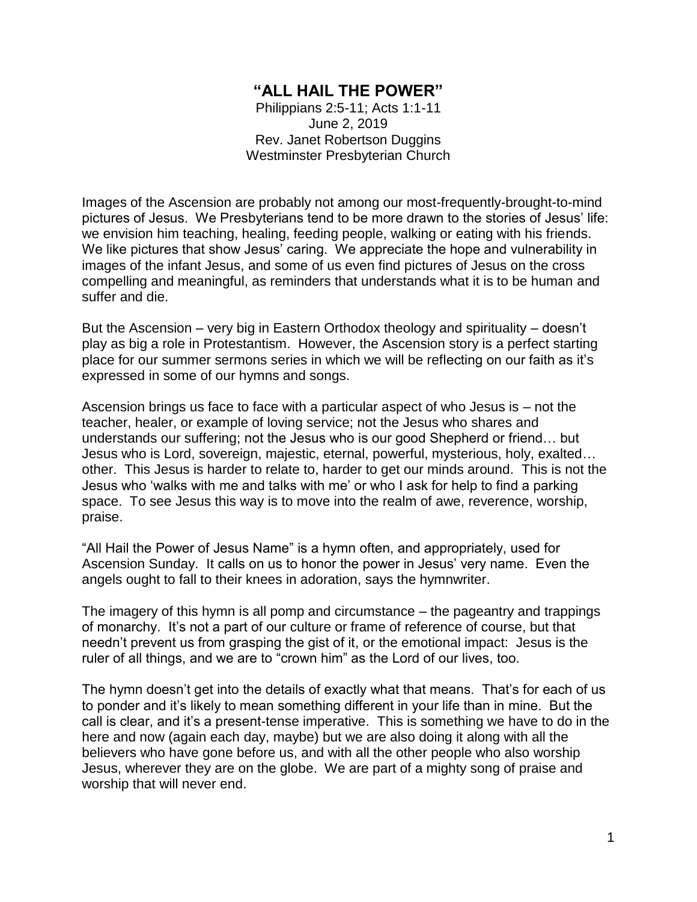# "ALL HAIL THE POWER"

Philippians 2:5-11; Acts 1:1-11
June 2, 2019
Rev. Janet Robertson Duggins
Westminster Presbyterian Church

Images of the Ascension are probably not among our most-frequently-brought-to-mind pictures of Jesus. We Presbyterians tend to be more drawn to the stories of Jesus' life: we envision him teaching, healing, feeding people, walking or eating with his friends. We like pictures that show Jesus' caring. We appreciate the hope and vulnerability in images of the infant Jesus, and some of us even find pictures of Jesus on the cross compelling and meaningful, as reminders that understands what it is to be human and suffer and die.

But the Ascension – very big in Eastern Orthodox theology and spirituality – doesn't play as big a role in Protestantism. However, the Ascension story is a perfect starting place for our summer sermons series in which we will be reflecting on our faith as it's expressed in some of our hymns and songs.

Ascension brings us face to face with a particular aspect of who Jesus is – not the teacher, healer, or example of loving service; not the Jesus who shares and understands our suffering; not the Jesus who is our good Shepherd or friend… but Jesus who is Lord, sovereign, majestic, eternal, powerful, mysterious, holy, exalted… other. This Jesus is harder to relate to, harder to get our minds around. This is not the Jesus who 'walks with me and talks with me' or who I ask for help to find a parking space. To see Jesus this way is to move into the realm of awe, reverence, worship, praise.

"All Hail the Power of Jesus Name" is a hymn often, and appropriately, used for Ascension Sunday. It calls on us to honor the power in Jesus' very name. Even the angels ought to fall to their knees in adoration, says the hymnwriter.

The imagery of this hymn is all pomp and circumstance – the pageantry and trappings of monarchy. It's not a part of our culture or frame of reference of course, but that needn't prevent us from grasping the gist of it, or the emotional impact: Jesus is the ruler of all things, and we are to "crown him" as the Lord of our lives, too.

The hymn doesn't get into the details of exactly what that means. That's for each of us to ponder and it's likely to mean something different in your life than in mine. But the call is clear, and it's a present-tense imperative. This is something we have to do in the here and now (again each day, maybe) but we are also doing it along with all the believers who have gone before us, and with all the other people who also worship Jesus, wherever they are on the globe. We are part of a mighty song of praise and worship that will never end.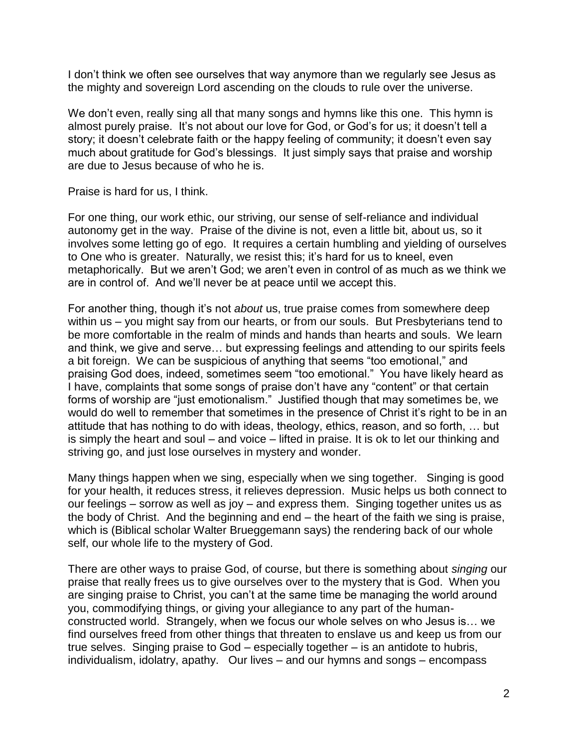I don't think we often see ourselves that way anymore than we regularly see Jesus as the mighty and sovereign Lord ascending on the clouds to rule over the universe.

We don't even, really sing all that many songs and hymns like this one. This hymn is almost purely praise. It's not about our love for God, or God's for us; it doesn't tell a story; it doesn't celebrate faith or the happy feeling of community; it doesn't even say much about gratitude for God's blessings. It just simply says that praise and worship are due to Jesus because of who he is.

Praise is hard for us, I think.

For one thing, our work ethic, our striving, our sense of self-reliance and individual autonomy get in the way. Praise of the divine is not, even a little bit, about us, so it involves some letting go of ego. It requires a certain humbling and yielding of ourselves to One who is greater. Naturally, we resist this; it's hard for us to kneel, even metaphorically. But we aren't God; we aren't even in control of as much as we think we are in control of. And we'll never be at peace until we accept this.

For another thing, though it's not *about* us, true praise comes from somewhere deep within us – you might say from our hearts, or from our souls. But Presbyterians tend to be more comfortable in the realm of minds and hands than hearts and souls. We learn and think, we give and serve… but expressing feelings and attending to our spirits feels a bit foreign. We can be suspicious of anything that seems "too emotional," and praising God does, indeed, sometimes seem "too emotional." You have likely heard as I have, complaints that some songs of praise don't have any "content" or that certain forms of worship are "just emotionalism." Justified though that may sometimes be, we would do well to remember that sometimes in the presence of Christ it's right to be in an attitude that has nothing to do with ideas, theology, ethics, reason, and so forth, … but is simply the heart and soul – and voice – lifted in praise. It is ok to let our thinking and striving go, and just lose ourselves in mystery and wonder.

Many things happen when we sing, especially when we sing together. Singing is good for your health, it reduces stress, it relieves depression. Music helps us both connect to our feelings – sorrow as well as joy – and express them. Singing together unites us as the body of Christ. And the beginning and end – the heart of the faith we sing is praise, which is (Biblical scholar Walter Brueggemann says) the rendering back of our whole self, our whole life to the mystery of God.

There are other ways to praise God, of course, but there is something about *singing* our praise that really frees us to give ourselves over to the mystery that is God. When you are singing praise to Christ, you can't at the same time be managing the world around you, commodifying things, or giving your allegiance to any part of the human-constructed world. Strangely, when we focus our whole selves on who Jesus is… we find ourselves freed from other things that threaten to enslave us and keep us from our true selves. Singing praise to God – especially together – is an antidote to hubris, individualism, idolatry, apathy. Our lives – and our hymns and songs – encompass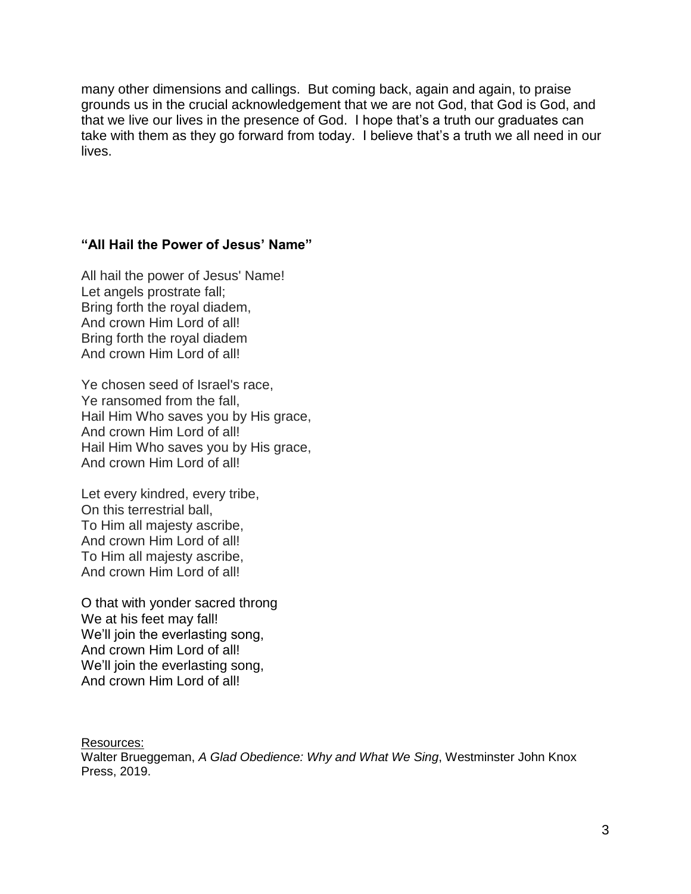many other dimensions and callings. But coming back, again and again, to praise grounds us in the crucial acknowledgement that we are not God, that God is God, and that we live our lives in the presence of God. I hope that's a truth our graduates can take with them as they go forward from today. I believe that's a truth we all need in our lives.

**"All Hail the Power of Jesus' Name"**

All hail the power of Jesus' Name!
Let angels prostrate fall;
Bring forth the royal diadem,
And crown Him Lord of all!
Bring forth the royal diadem
And crown Him Lord of all!

Ye chosen seed of Israel's race,
Ye ransomed from the fall,
Hail Him Who saves you by His grace,
And crown Him Lord of all!
Hail Him Who saves you by His grace,
And crown Him Lord of all!

Let every kindred, every tribe,
On this terrestrial ball,
To Him all majesty ascribe,
And crown Him Lord of all!
To Him all majesty ascribe,
And crown Him Lord of all!

O that with yonder sacred throng
We at his feet may fall!
We'll join the everlasting song,
And crown Him Lord of all!
We'll join the everlasting song,
And crown Him Lord of all!

Resources:
Walter Brueggeman, *A Glad Obedience: Why and What We Sing*, Westminster John Knox Press, 2019.